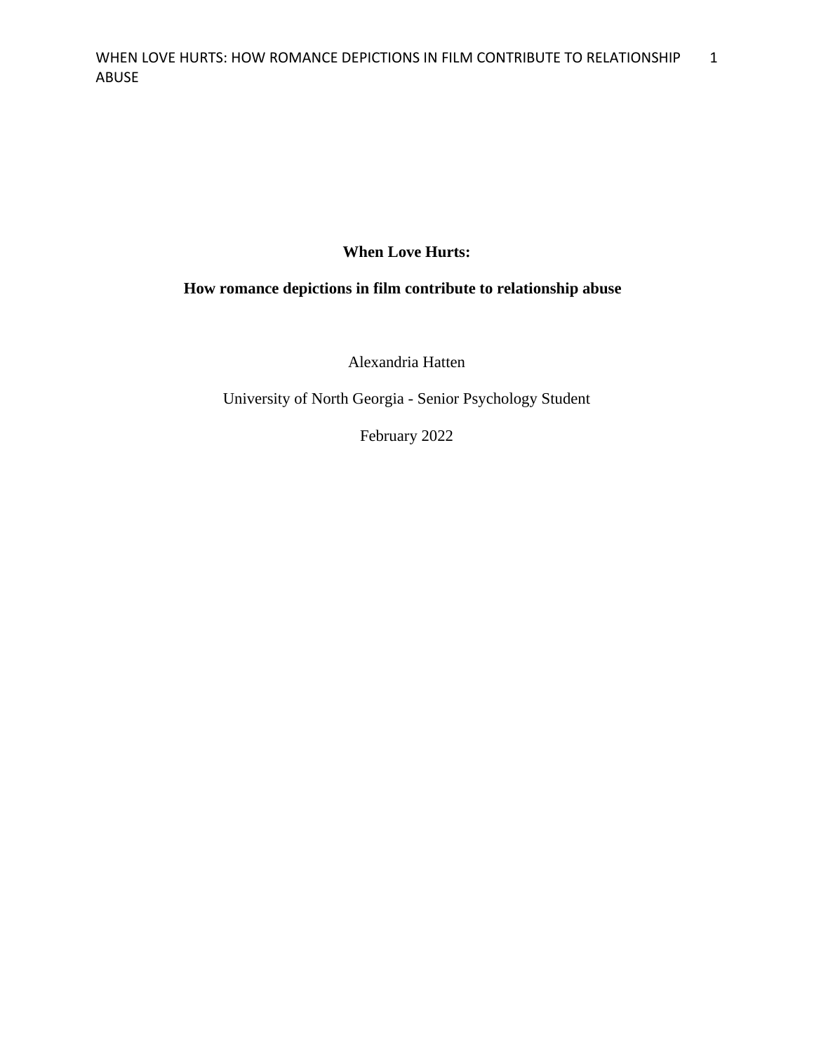# When Love Hurts:

## How romance depictions in film contribute to relationship abuse

Alexandria Hatten

University of North Georgia - Senior Psychology Student

February 2022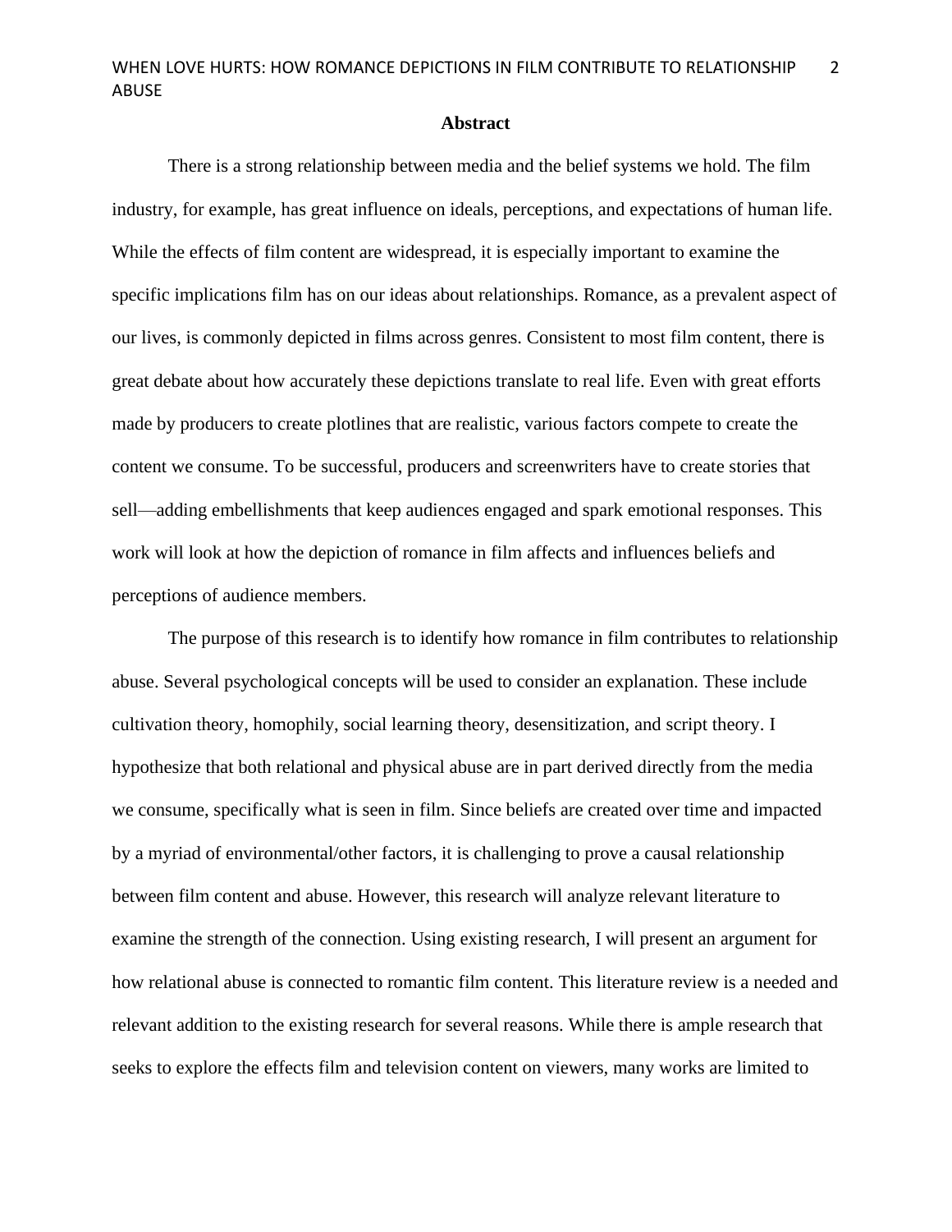# Abstract

There is a strong relationship between media and the belief systems we hold. The film industry, for example, has great influence on ideals, perceptions, and expectations of human life. While the effects of film content are widespread, it is especially important to examine the specific implications film has on our ideas about relationships. Romance, as a prevalent aspect of our lives, is commonly depicted in films across genres. Consistent to most film content, there is great debate about how accurately these depictions translate to real life. Even with great efforts made by producers to create plotlines that are realistic, various factors compete to create the content we consume. To be successful, producers and screenwriters have to create stories that sell—adding embellishments that keep audiences engaged and spark emotional responses. This work will look at how the depiction of romance in film affects and influences beliefs and perceptions of audience members.

The purpose of this research is to identify how romance in film contributes to relationship abuse. Several psychological concepts will be used to consider an explanation. These include cultivation theory, homophily, social learning theory, desensitization, and script theory. I hypothesize that both relational and physical abuse are in part derived directly from the media we consume, specifically what is seen in film. Since beliefs are created over time and impacted by a myriad of environmental/other factors, it is challenging to prove a causal relationship between film content and abuse. However, this research will analyze relevant literature to examine the strength of the connection. Using existing research, I will present an argument for how relational abuse is connected to romantic film content. This literature review is a needed and relevant addition to the existing research for several reasons. While there is ample research that seeks to explore the effects film and television content on viewers, many works are limited to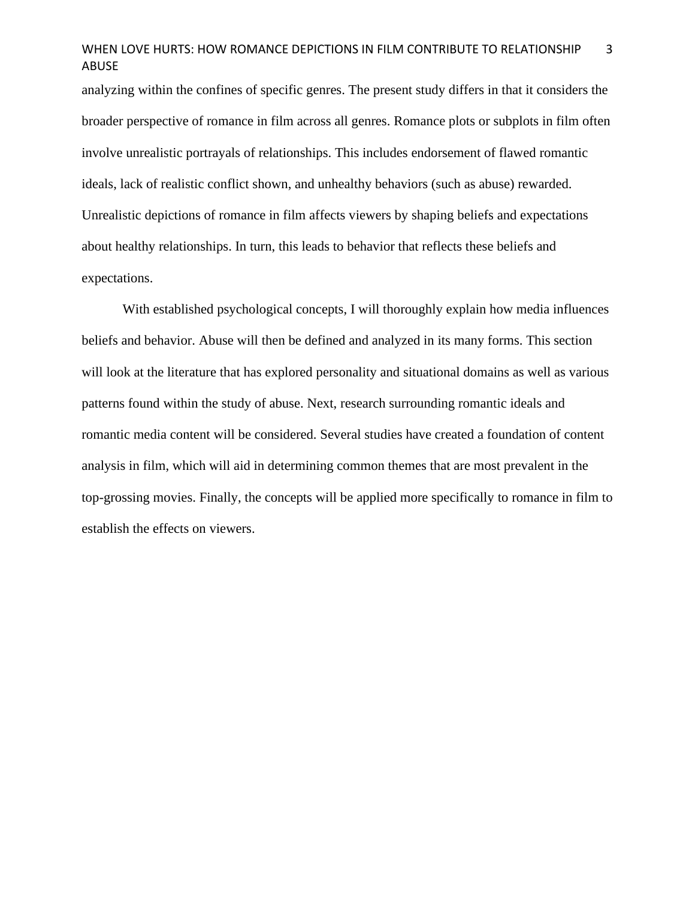analyzing within the confines of specific genres. The present study differs in that it considers the broader perspective of romance in film across all genres. Romance plots or subplots in film often involve unrealistic portrayals of relationships. This includes endorsement of flawed romantic ideals, lack of realistic conflict shown, and unhealthy behaviors (such as abuse) rewarded. Unrealistic depictions of romance in film affects viewers by shaping beliefs and expectations about healthy relationships. In turn, this leads to behavior that reflects these beliefs and expectations.

With established psychological concepts, I will thoroughly explain how media influences beliefs and behavior. Abuse will then be defined and analyzed in its many forms. This section will look at the literature that has explored personality and situational domains as well as various patterns found within the study of abuse. Next, research surrounding romantic ideals and romantic media content will be considered. Several studies have created a foundation of content analysis in film, which will aid in determining common themes that are most prevalent in the top-grossing movies. Finally, the concepts will be applied more specifically to romance in film to establish the effects on viewers.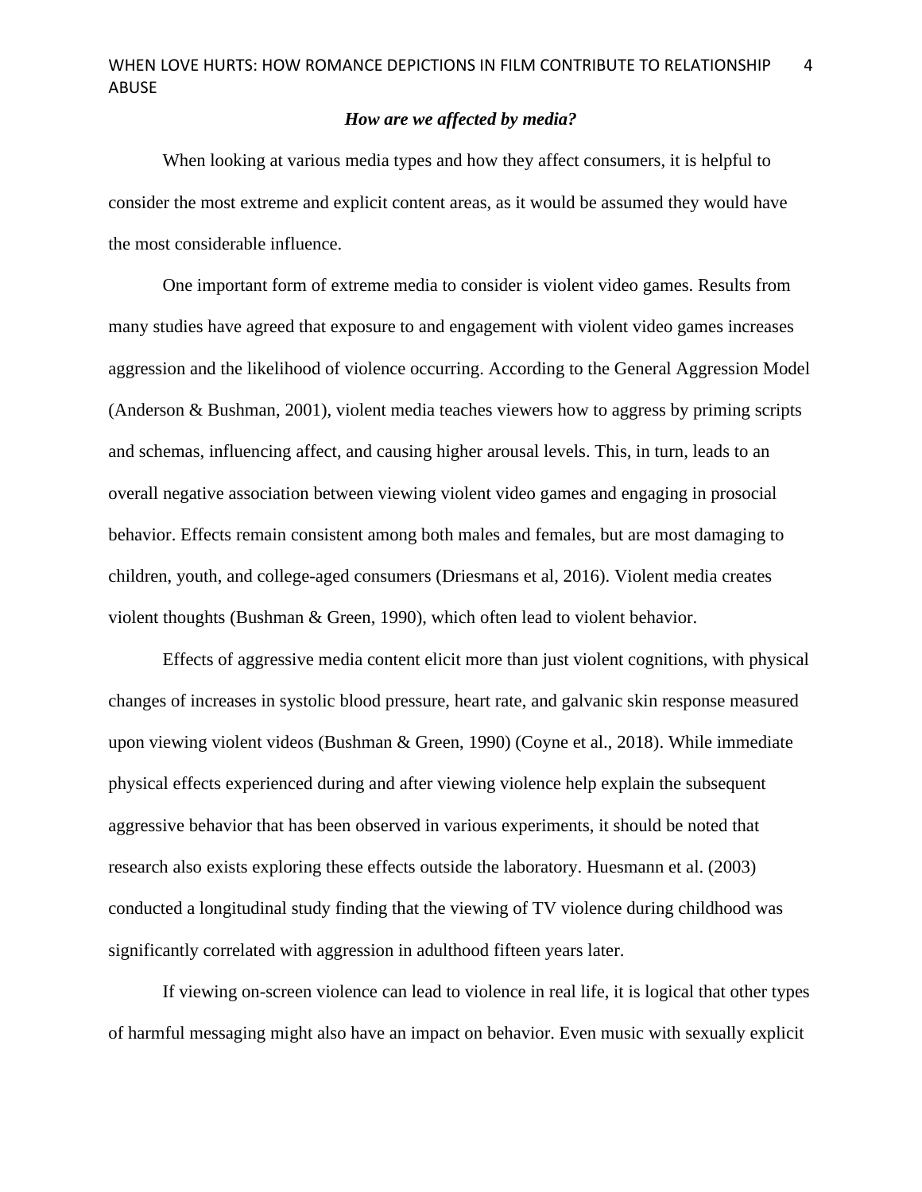### *How are we affected by media?*

When looking at various media types and how they affect consumers, it is helpful to consider the most extreme and explicit content areas, as it would be assumed they would have the most considerable influence.

One important form of extreme media to consider is violent video games. Results from many studies have agreed that exposure to and engagement with violent video games increases aggression and the likelihood of violence occurring. According to the General Aggression Model (Anderson & Bushman, 2001), violent media teaches viewers how to aggress by priming scripts and schemas, influencing affect, and causing higher arousal levels. This, in turn, leads to an overall negative association between viewing violent video games and engaging in prosocial behavior. Effects remain consistent among both males and females, but are most damaging to children, youth, and college-aged consumers (Driesmans et al, 2016). Violent media creates violent thoughts (Bushman & Green, 1990), which often lead to violent behavior.

Effects of aggressive media content elicit more than just violent cognitions, with physical changes of increases in systolic blood pressure, heart rate, and galvanic skin response measured upon viewing violent videos (Bushman & Green, 1990) (Coyne et al., 2018). While immediate physical effects experienced during and after viewing violence help explain the subsequent aggressive behavior that has been observed in various experiments, it should be noted that research also exists exploring these effects outside the laboratory. Huesmann et al. (2003) conducted a longitudinal study finding that the viewing of TV violence during childhood was significantly correlated with aggression in adulthood fifteen years later.

If viewing on-screen violence can lead to violence in real life, it is logical that other types of harmful messaging might also have an impact on behavior. Even music with sexually explicit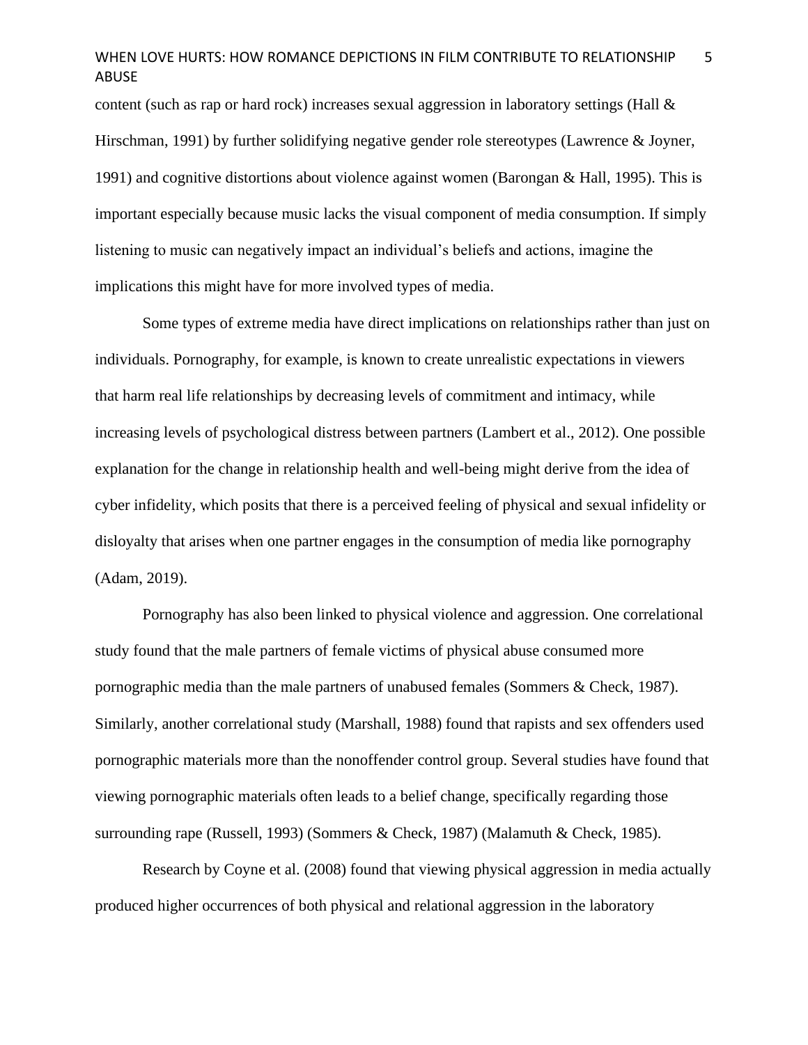content (such as rap or hard rock) increases sexual aggression in laboratory settings (Hall & Hirschman, 1991) by further solidifying negative gender role stereotypes (Lawrence & Joyner, 1991) and cognitive distortions about violence against women (Barongan & Hall, 1995). This is important especially because music lacks the visual component of media consumption. If simply listening to music can negatively impact an individual's beliefs and actions, imagine the implications this might have for more involved types of media.

Some types of extreme media have direct implications on relationships rather than just on individuals. Pornography, for example, is known to create unrealistic expectations in viewers that harm real life relationships by decreasing levels of commitment and intimacy, while increasing levels of psychological distress between partners (Lambert et al., 2012). One possible explanation for the change in relationship health and well-being might derive from the idea of cyber infidelity, which posits that there is a perceived feeling of physical and sexual infidelity or disloyalty that arises when one partner engages in the consumption of media like pornography (Adam, 2019).

Pornography has also been linked to physical violence and aggression. One correlational study found that the male partners of female victims of physical abuse consumed more pornographic media than the male partners of unabused females (Sommers & Check, 1987). Similarly, another correlational study (Marshall, 1988) found that rapists and sex offenders used pornographic materials more than the nonoffender control group. Several studies have found that viewing pornographic materials often leads to a belief change, specifically regarding those surrounding rape (Russell, 1993) (Sommers & Check, 1987) (Malamuth & Check, 1985).

Research by Coyne et al. (2008) found that viewing physical aggression in media actually produced higher occurrences of both physical and relational aggression in the laboratory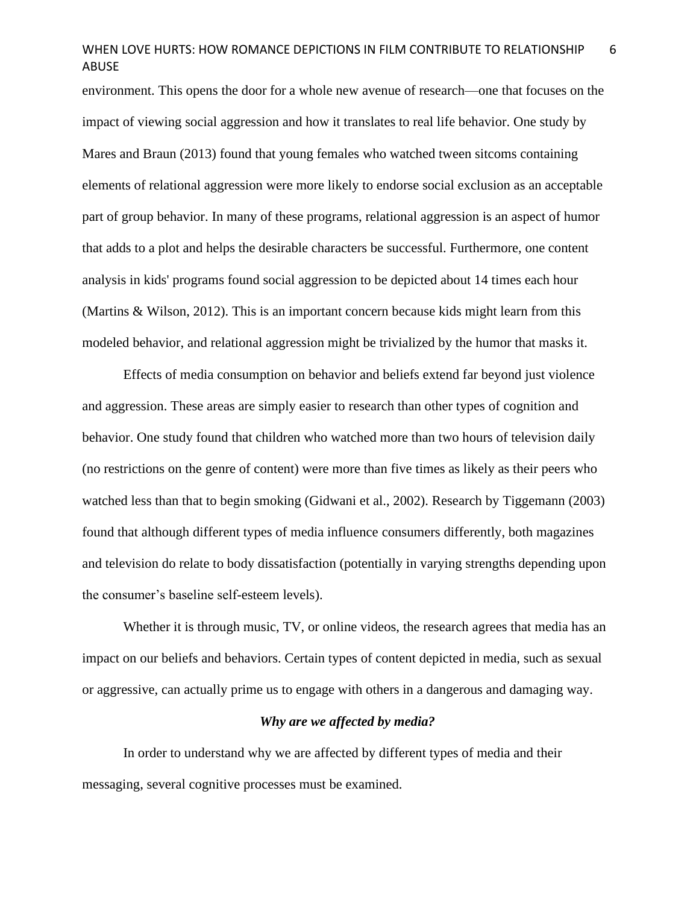environment. This opens the door for a whole new avenue of research—one that focuses on the impact of viewing social aggression and how it translates to real life behavior. One study by Mares and Braun (2013) found that young females who watched tween sitcoms containing elements of relational aggression were more likely to endorse social exclusion as an acceptable part of group behavior. In many of these programs, relational aggression is an aspect of humor that adds to a plot and helps the desirable characters be successful. Furthermore, one content analysis in kids' programs found social aggression to be depicted about 14 times each hour (Martins & Wilson, 2012). This is an important concern because kids might learn from this modeled behavior, and relational aggression might be trivialized by the humor that masks it.

Effects of media consumption on behavior and beliefs extend far beyond just violence and aggression. These areas are simply easier to research than other types of cognition and behavior. One study found that children who watched more than two hours of television daily (no restrictions on the genre of content) were more than five times as likely as their peers who watched less than that to begin smoking (Gidwani et al., 2002). Research by Tiggemann (2003) found that although different types of media influence consumers differently, both magazines and television do relate to body dissatisfaction (potentially in varying strengths depending upon the consumer's baseline self-esteem levels).

Whether it is through music, TV, or online videos, the research agrees that media has an impact on our beliefs and behaviors. Certain types of content depicted in media, such as sexual or aggressive, can actually prime us to engage with others in a dangerous and damaging way.

### *Why are we affected by media?*

In order to understand why we are affected by different types of media and their messaging, several cognitive processes must be examined.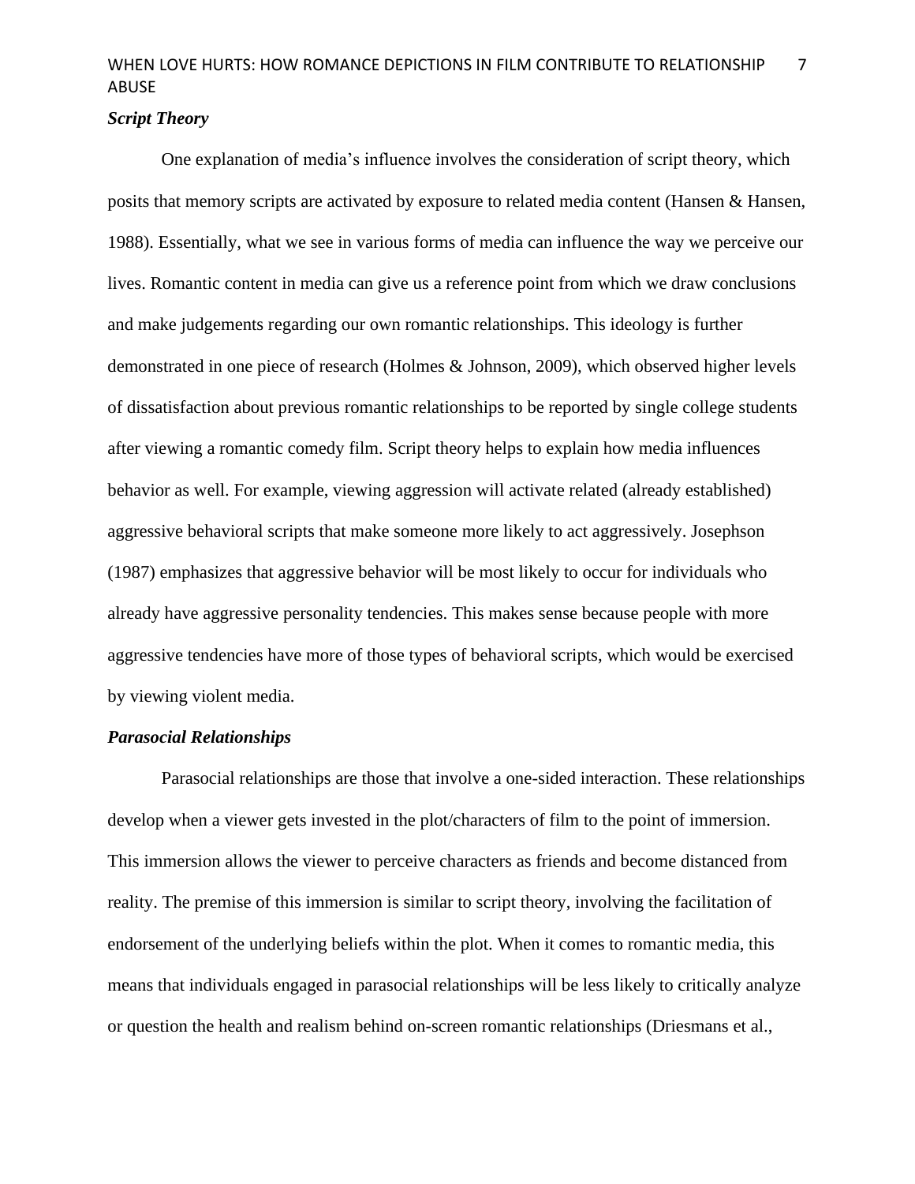### *Script Theory*

One explanation of media's influence involves the consideration of script theory, which posits that memory scripts are activated by exposure to related media content (Hansen & Hansen, 1988). Essentially, what we see in various forms of media can influence the way we perceive our lives. Romantic content in media can give us a reference point from which we draw conclusions and make judgements regarding our own romantic relationships. This ideology is further demonstrated in one piece of research (Holmes & Johnson, 2009), which observed higher levels of dissatisfaction about previous romantic relationships to be reported by single college students after viewing a romantic comedy film. Script theory helps to explain how media influences behavior as well. For example, viewing aggression will activate related (already established) aggressive behavioral scripts that make someone more likely to act aggressively. Josephson (1987) emphasizes that aggressive behavior will be most likely to occur for individuals who already have aggressive personality tendencies. This makes sense because people with more aggressive tendencies have more of those types of behavioral scripts, which would be exercised by viewing violent media.

### *Parasocial Relationships*

Parasocial relationships are those that involve a one-sided interaction. These relationships develop when a viewer gets invested in the plot/characters of film to the point of immersion. This immersion allows the viewer to perceive characters as friends and become distanced from reality. The premise of this immersion is similar to script theory, involving the facilitation of endorsement of the underlying beliefs within the plot. When it comes to romantic media, this means that individuals engaged in parasocial relationships will be less likely to critically analyze or question the health and realism behind on-screen romantic relationships (Driesmans et al.,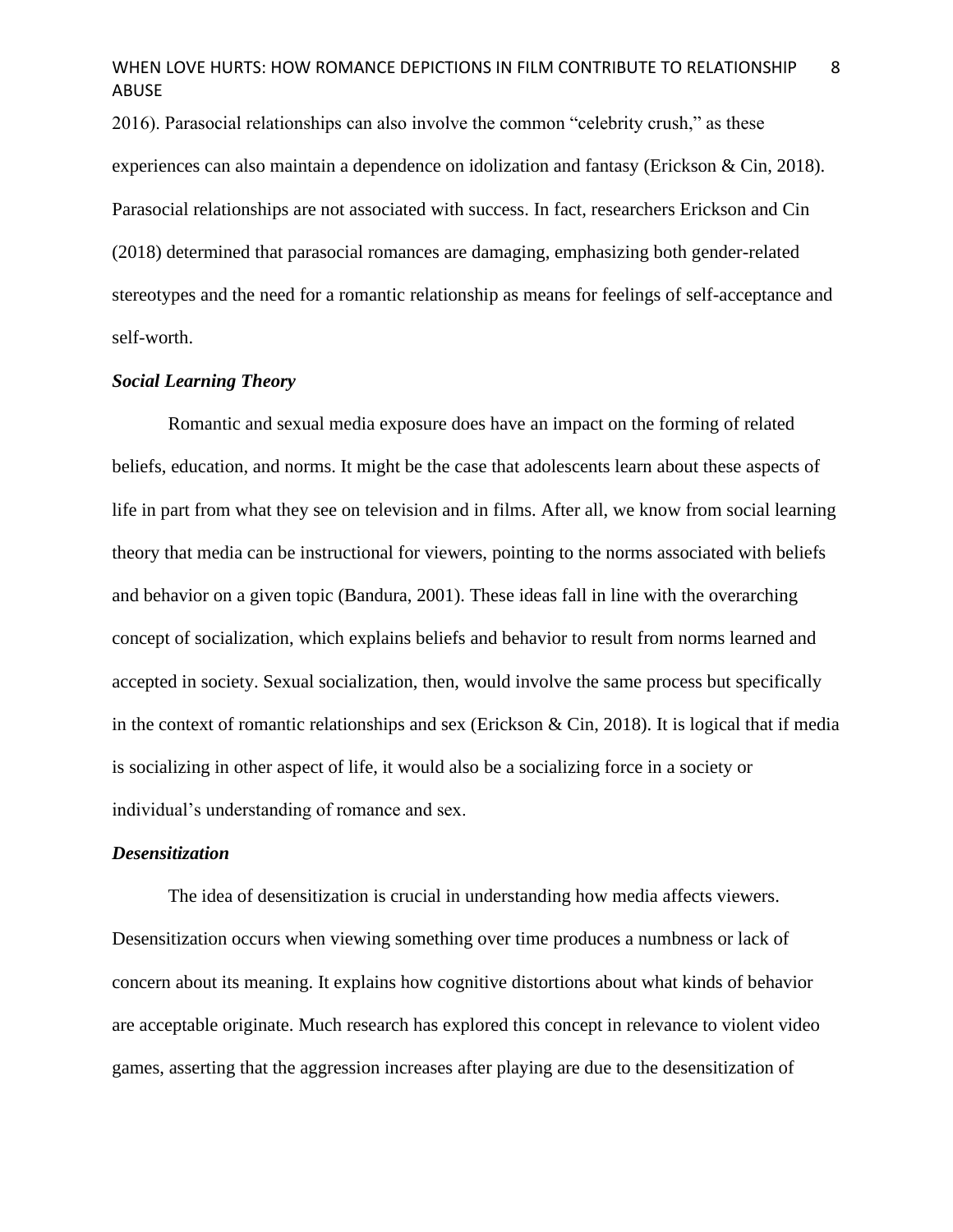2016). Parasocial relationships can also involve the common "celebrity crush," as these experiences can also maintain a dependence on idolization and fantasy (Erickson & Cin, 2018). Parasocial relationships are not associated with success. In fact, researchers Erickson and Cin (2018) determined that parasocial romances are damaging, emphasizing both gender-related stereotypes and the need for a romantic relationship as means for feelings of self-acceptance and self-worth.

### *Social Learning Theory*

Romantic and sexual media exposure does have an impact on the forming of related beliefs, education, and norms. It might be the case that adolescents learn about these aspects of life in part from what they see on television and in films. After all, we know from social learning theory that media can be instructional for viewers, pointing to the norms associated with beliefs and behavior on a given topic (Bandura, 2001). These ideas fall in line with the overarching concept of socialization, which explains beliefs and behavior to result from norms learned and accepted in society. Sexual socialization, then, would involve the same process but specifically in the context of romantic relationships and sex (Erickson & Cin, 2018). It is logical that if media is socializing in other aspect of life, it would also be a socializing force in a society or individual's understanding of romance and sex.

### *Desensitization*

The idea of desensitization is crucial in understanding how media affects viewers. Desensitization occurs when viewing something over time produces a numbness or lack of concern about its meaning. It explains how cognitive distortions about what kinds of behavior are acceptable originate. Much research has explored this concept in relevance to violent video games, asserting that the aggression increases after playing are due to the desensitization of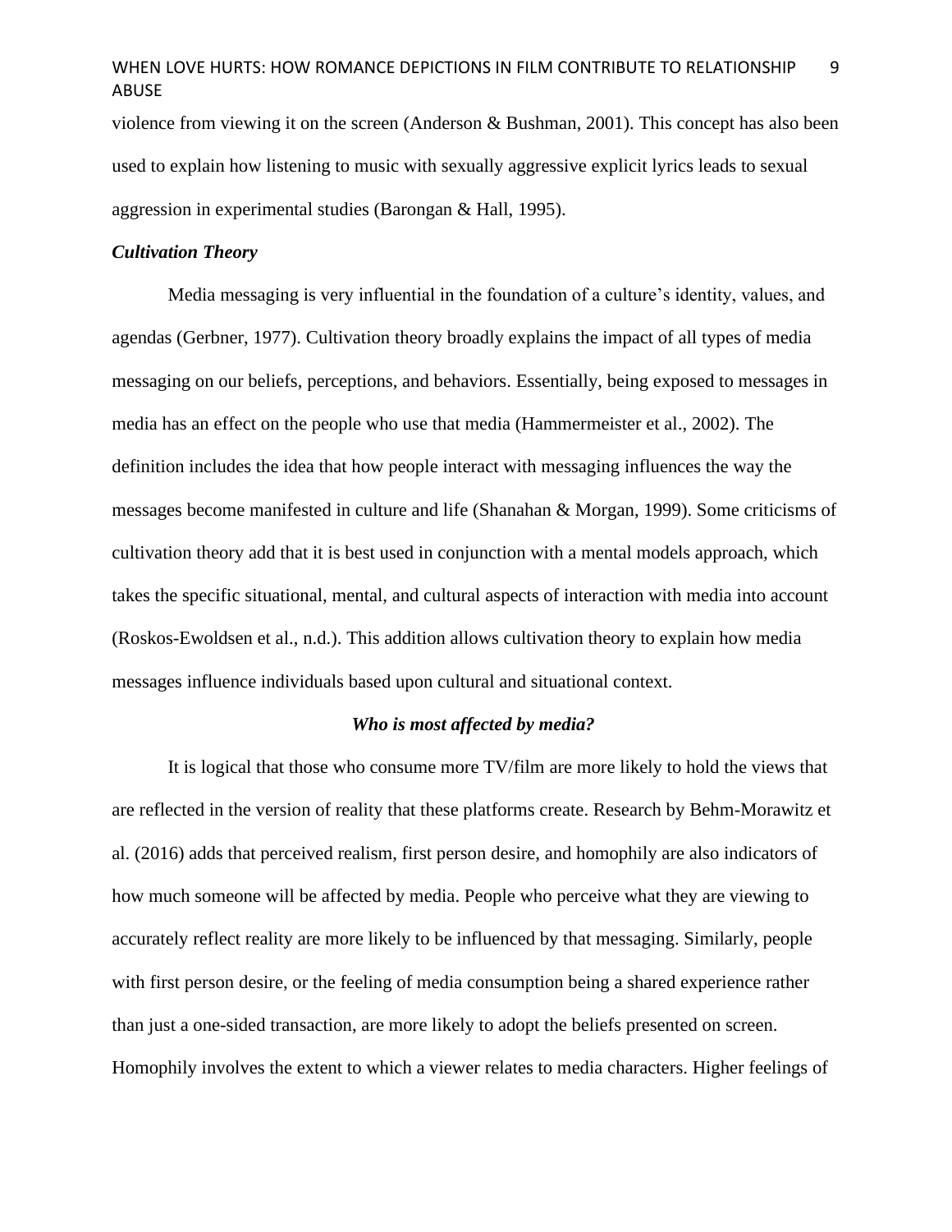violence from viewing it on the screen (Anderson & Bushman, 2001). This concept has also been used to explain how listening to music with sexually aggressive explicit lyrics leads to sexual aggression in experimental studies (Barongan & Hall, 1995).

### *Cultivation Theory*

Media messaging is very influential in the foundation of a culture's identity, values, and agendas (Gerbner, 1977). Cultivation theory broadly explains the impact of all types of media messaging on our beliefs, perceptions, and behaviors. Essentially, being exposed to messages in media has an effect on the people who use that media (Hammermeister et al., 2002). The definition includes the idea that how people interact with messaging influences the way the messages become manifested in culture and life (Shanahan & Morgan, 1999). Some criticisms of cultivation theory add that it is best used in conjunction with a mental models approach, which takes the specific situational, mental, and cultural aspects of interaction with media into account (Roskos-Ewoldsen et al., n.d.). This addition allows cultivation theory to explain how media messages influence individuals based upon cultural and situational context.

## *Who is most affected by media?*

It is logical that those who consume more TV/film are more likely to hold the views that are reflected in the version of reality that these platforms create. Research by Behm-Morawitz et al. (2016) adds that perceived realism, first person desire, and homophily are also indicators of how much someone will be affected by media. People who perceive what they are viewing to accurately reflect reality are more likely to be influenced by that messaging. Similarly, people with first person desire, or the feeling of media consumption being a shared experience rather than just a one-sided transaction, are more likely to adopt the beliefs presented on screen. Homophily involves the extent to which a viewer relates to media characters. Higher feelings of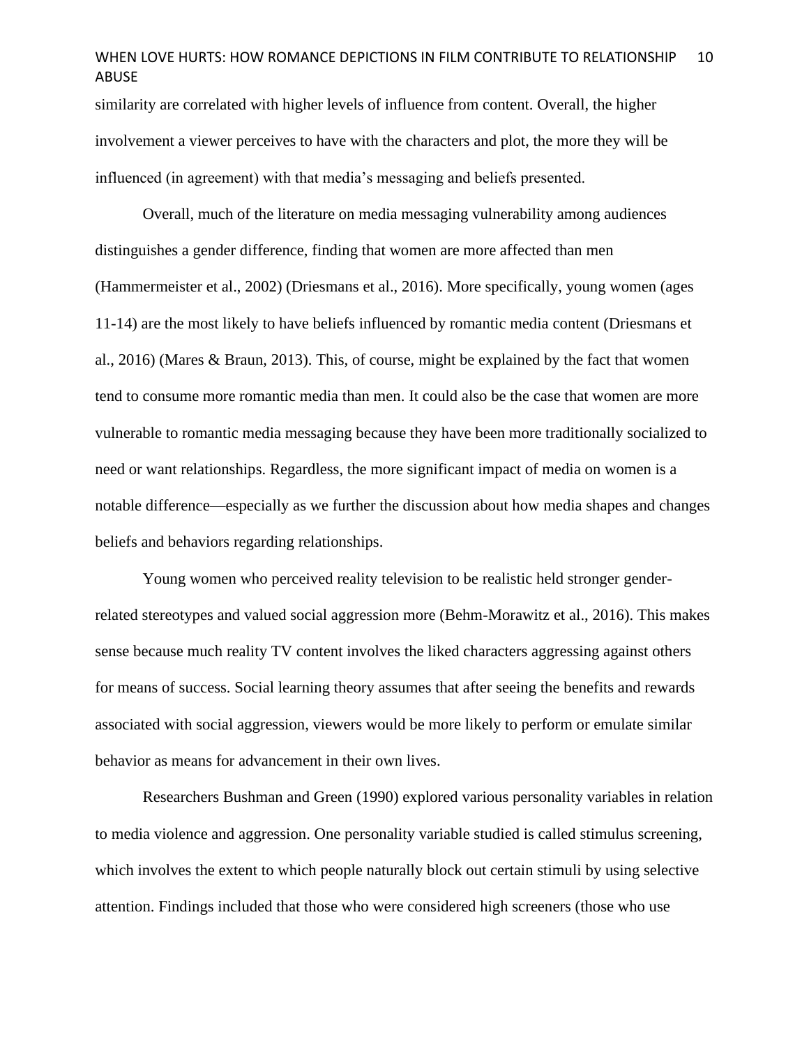similarity are correlated with higher levels of influence from content. Overall, the higher involvement a viewer perceives to have with the characters and plot, the more they will be influenced (in agreement) with that media's messaging and beliefs presented.

Overall, much of the literature on media messaging vulnerability among audiences distinguishes a gender difference, finding that women are more affected than men (Hammermeister et al., 2002) (Driesmans et al., 2016). More specifically, young women (ages 11-14) are the most likely to have beliefs influenced by romantic media content (Driesmans et al., 2016) (Mares & Braun, 2013). This, of course, might be explained by the fact that women tend to consume more romantic media than men. It could also be the case that women are more vulnerable to romantic media messaging because they have been more traditionally socialized to need or want relationships. Regardless, the more significant impact of media on women is a notable difference—especially as we further the discussion about how media shapes and changes beliefs and behaviors regarding relationships.

Young women who perceived reality television to be realistic held stronger gender-related stereotypes and valued social aggression more (Behm-Morawitz et al., 2016). This makes sense because much reality TV content involves the liked characters aggressing against others for means of success. Social learning theory assumes that after seeing the benefits and rewards associated with social aggression, viewers would be more likely to perform or emulate similar behavior as means for advancement in their own lives.

Researchers Bushman and Green (1990) explored various personality variables in relation to media violence and aggression. One personality variable studied is called stimulus screening, which involves the extent to which people naturally block out certain stimuli by using selective attention. Findings included that those who were considered high screeners (those who use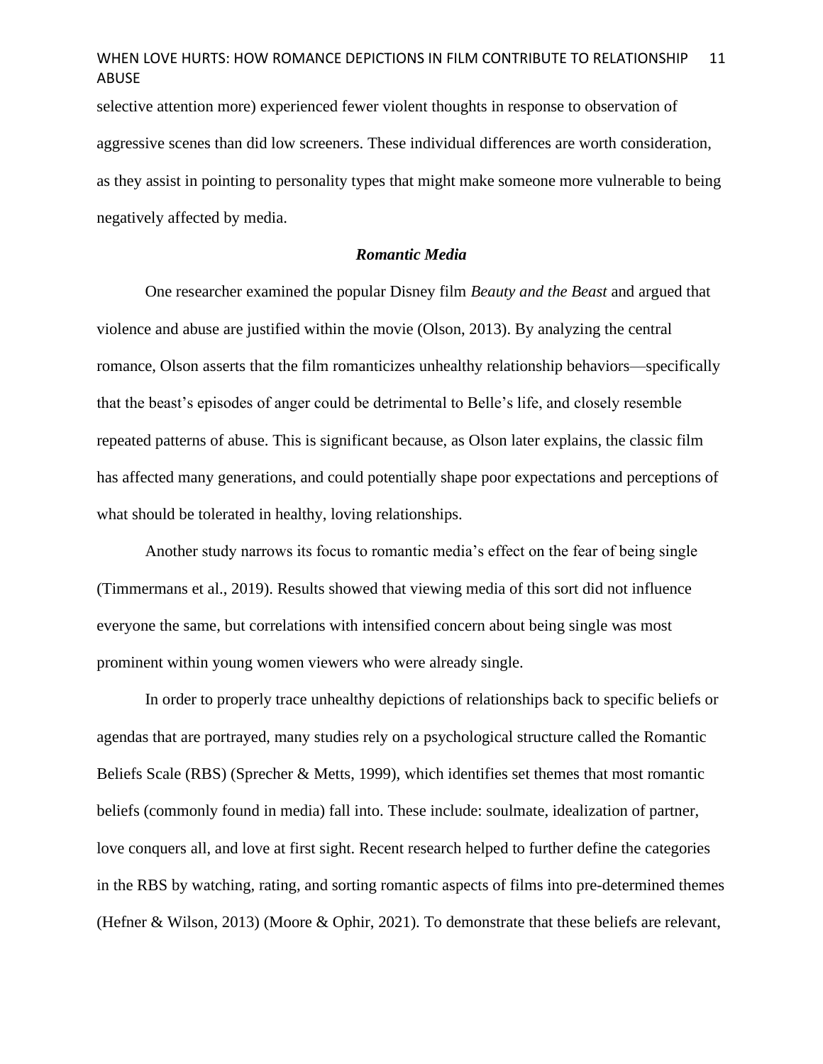selective attention more) experienced fewer violent thoughts in response to observation of aggressive scenes than did low screeners. These individual differences are worth consideration, as they assist in pointing to personality types that might make someone more vulnerable to being negatively affected by media.

### ***Romantic Media***

One researcher examined the popular Disney film *Beauty and the Beast* and argued that violence and abuse are justified within the movie (Olson, 2013). By analyzing the central romance, Olson asserts that the film romanticizes unhealthy relationship behaviors—specifically that the beast's episodes of anger could be detrimental to Belle's life, and closely resemble repeated patterns of abuse. This is significant because, as Olson later explains, the classic film has affected many generations, and could potentially shape poor expectations and perceptions of what should be tolerated in healthy, loving relationships.

Another study narrows its focus to romantic media's effect on the fear of being single (Timmermans et al., 2019). Results showed that viewing media of this sort did not influence everyone the same, but correlations with intensified concern about being single was most prominent within young women viewers who were already single.

In order to properly trace unhealthy depictions of relationships back to specific beliefs or agendas that are portrayed, many studies rely on a psychological structure called the Romantic Beliefs Scale (RBS) (Sprecher & Metts, 1999), which identifies set themes that most romantic beliefs (commonly found in media) fall into. These include: soulmate, idealization of partner, love conquers all, and love at first sight. Recent research helped to further define the categories in the RBS by watching, rating, and sorting romantic aspects of films into pre-determined themes (Hefner & Wilson, 2013) (Moore & Ophir, 2021). To demonstrate that these beliefs are relevant,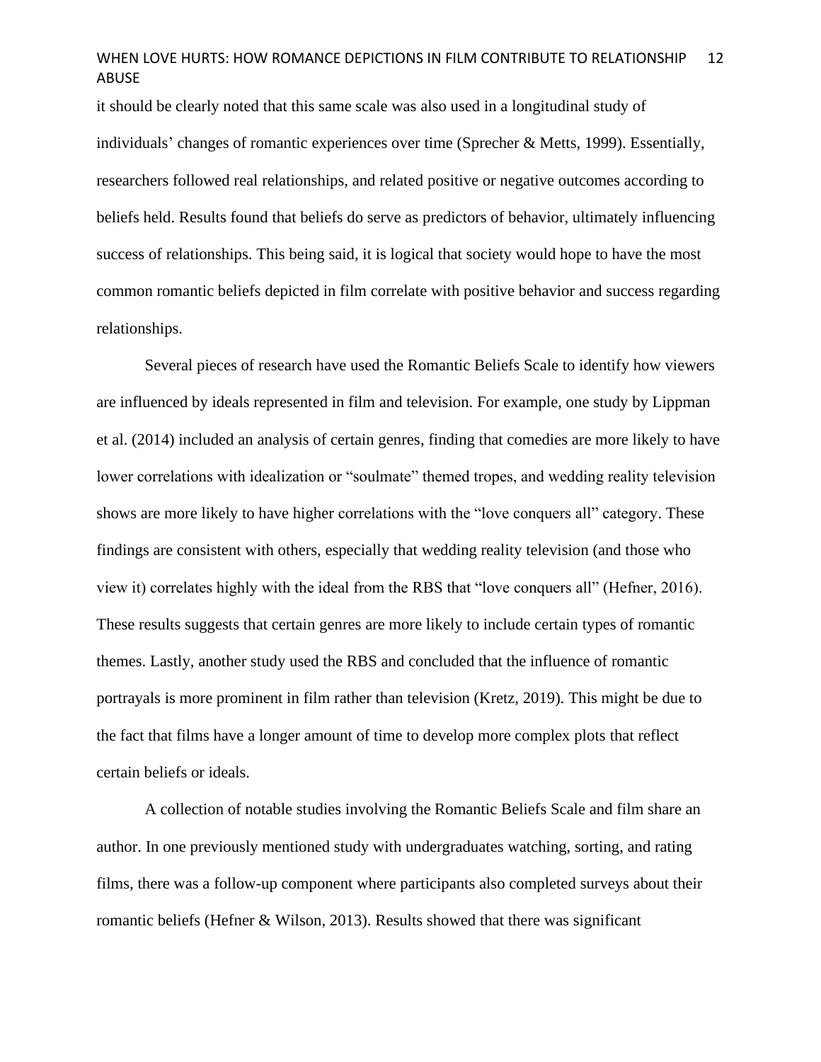it should be clearly noted that this same scale was also used in a longitudinal study of individuals' changes of romantic experiences over time (Sprecher & Metts, 1999). Essentially, researchers followed real relationships, and related positive or negative outcomes according to beliefs held. Results found that beliefs do serve as predictors of behavior, ultimately influencing success of relationships. This being said, it is logical that society would hope to have the most common romantic beliefs depicted in film correlate with positive behavior and success regarding relationships.

Several pieces of research have used the Romantic Beliefs Scale to identify how viewers are influenced by ideals represented in film and television. For example, one study by Lippman et al. (2014) included an analysis of certain genres, finding that comedies are more likely to have lower correlations with idealization or "soulmate" themed tropes, and wedding reality television shows are more likely to have higher correlations with the "love conquers all" category. These findings are consistent with others, especially that wedding reality television (and those who view it) correlates highly with the ideal from the RBS that "love conquers all" (Hefner, 2016). These results suggests that certain genres are more likely to include certain types of romantic themes. Lastly, another study used the RBS and concluded that the influence of romantic portrayals is more prominent in film rather than television (Kretz, 2019). This might be due to the fact that films have a longer amount of time to develop more complex plots that reflect certain beliefs or ideals.

A collection of notable studies involving the Romantic Beliefs Scale and film share an author. In one previously mentioned study with undergraduates watching, sorting, and rating films, there was a follow-up component where participants also completed surveys about their romantic beliefs (Hefner & Wilson, 2013). Results showed that there was significant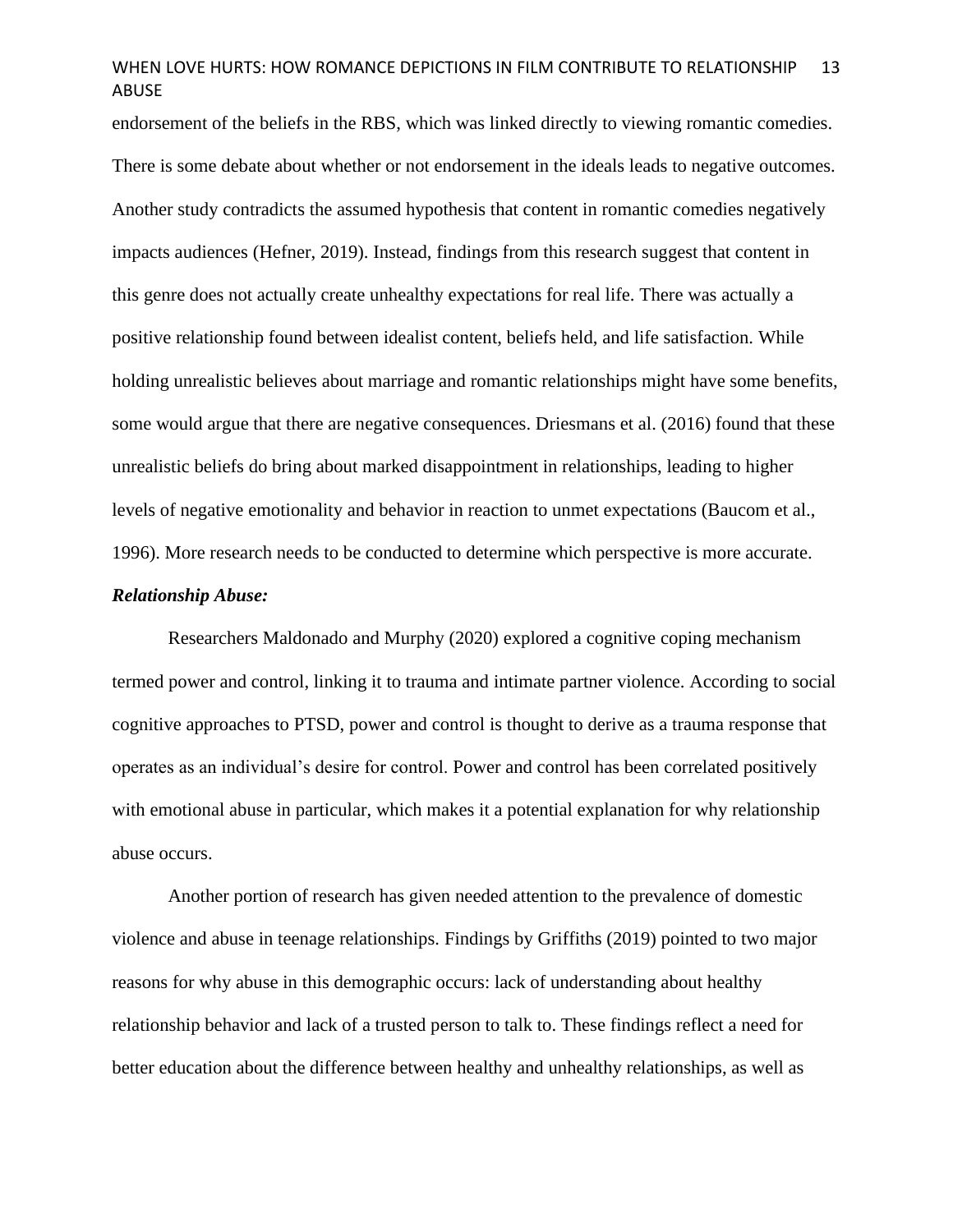endorsement of the beliefs in the RBS, which was linked directly to viewing romantic comedies. There is some debate about whether or not endorsement in the ideals leads to negative outcomes. Another study contradicts the assumed hypothesis that content in romantic comedies negatively impacts audiences (Hefner, 2019). Instead, findings from this research suggest that content in this genre does not actually create unhealthy expectations for real life. There was actually a positive relationship found between idealist content, beliefs held, and life satisfaction. While holding unrealistic believes about marriage and romantic relationships might have some benefits, some would argue that there are negative consequences. Driesmans et al. (2016) found that these unrealistic beliefs do bring about marked disappointment in relationships, leading to higher levels of negative emotionality and behavior in reaction to unmet expectations (Baucom et al., 1996). More research needs to be conducted to determine which perspective is more accurate.

***Relationship Abuse:***

Researchers Maldonado and Murphy (2020) explored a cognitive coping mechanism termed power and control, linking it to trauma and intimate partner violence. According to social cognitive approaches to PTSD, power and control is thought to derive as a trauma response that operates as an individual's desire for control. Power and control has been correlated positively with emotional abuse in particular, which makes it a potential explanation for why relationship abuse occurs.

Another portion of research has given needed attention to the prevalence of domestic violence and abuse in teenage relationships. Findings by Griffiths (2019) pointed to two major reasons for why abuse in this demographic occurs: lack of understanding about healthy relationship behavior and lack of a trusted person to talk to. These findings reflect a need for better education about the difference between healthy and unhealthy relationships, as well as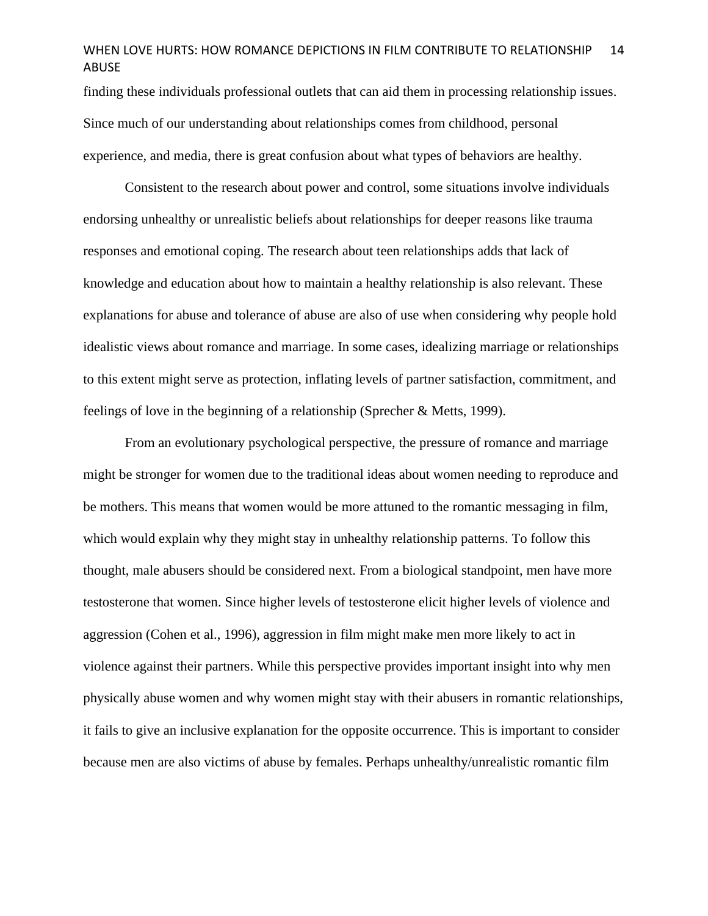finding these individuals professional outlets that can aid them in processing relationship issues. Since much of our understanding about relationships comes from childhood, personal experience, and media, there is great confusion about what types of behaviors are healthy.

Consistent to the research about power and control, some situations involve individuals endorsing unhealthy or unrealistic beliefs about relationships for deeper reasons like trauma responses and emotional coping. The research about teen relationships adds that lack of knowledge and education about how to maintain a healthy relationship is also relevant. These explanations for abuse and tolerance of abuse are also of use when considering why people hold idealistic views about romance and marriage. In some cases, idealizing marriage or relationships to this extent might serve as protection, inflating levels of partner satisfaction, commitment, and feelings of love in the beginning of a relationship (Sprecher & Metts, 1999).

From an evolutionary psychological perspective, the pressure of romance and marriage might be stronger for women due to the traditional ideas about women needing to reproduce and be mothers. This means that women would be more attuned to the romantic messaging in film, which would explain why they might stay in unhealthy relationship patterns. To follow this thought, male abusers should be considered next. From a biological standpoint, men have more testosterone that women. Since higher levels of testosterone elicit higher levels of violence and aggression (Cohen et al., 1996), aggression in film might make men more likely to act in violence against their partners. While this perspective provides important insight into why men physically abuse women and why women might stay with their abusers in romantic relationships, it fails to give an inclusive explanation for the opposite occurrence. This is important to consider because men are also victims of abuse by females. Perhaps unhealthy/unrealistic romantic film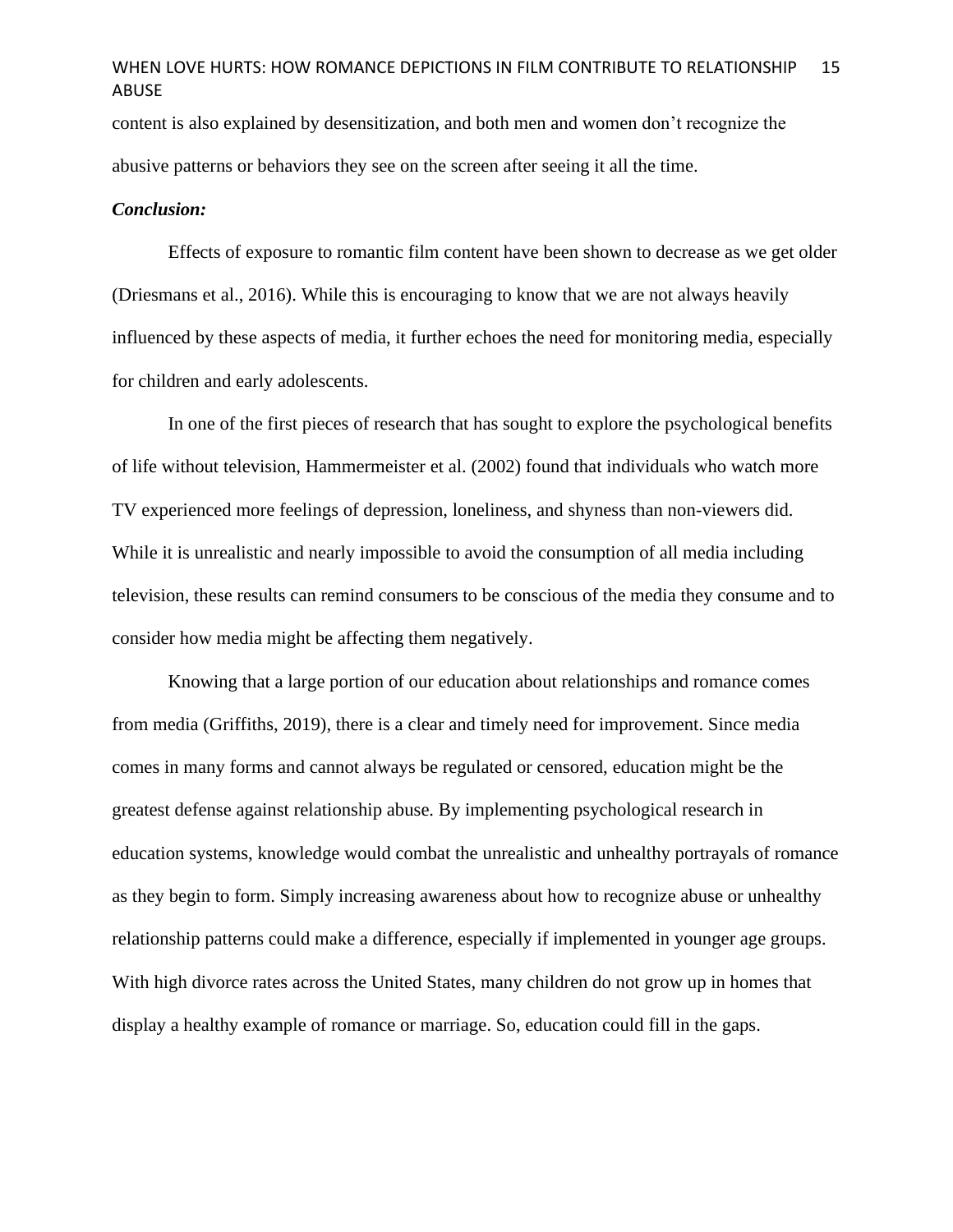content is also explained by desensitization, and both men and women don't recognize the abusive patterns or behaviors they see on the screen after seeing it all the time.

***Conclusion:***

Effects of exposure to romantic film content have been shown to decrease as we get older (Driesmans et al., 2016). While this is encouraging to know that we are not always heavily influenced by these aspects of media, it further echoes the need for monitoring media, especially for children and early adolescents.

In one of the first pieces of research that has sought to explore the psychological benefits of life without television, Hammermeister et al. (2002) found that individuals who watch more TV experienced more feelings of depression, loneliness, and shyness than non-viewers did. While it is unrealistic and nearly impossible to avoid the consumption of all media including television, these results can remind consumers to be conscious of the media they consume and to consider how media might be affecting them negatively.

Knowing that a large portion of our education about relationships and romance comes from media (Griffiths, 2019), there is a clear and timely need for improvement. Since media comes in many forms and cannot always be regulated or censored, education might be the greatest defense against relationship abuse. By implementing psychological research in education systems, knowledge would combat the unrealistic and unhealthy portrayals of romance as they begin to form. Simply increasing awareness about how to recognize abuse or unhealthy relationship patterns could make a difference, especially if implemented in younger age groups. With high divorce rates across the United States, many children do not grow up in homes that display a healthy example of romance or marriage. So, education could fill in the gaps.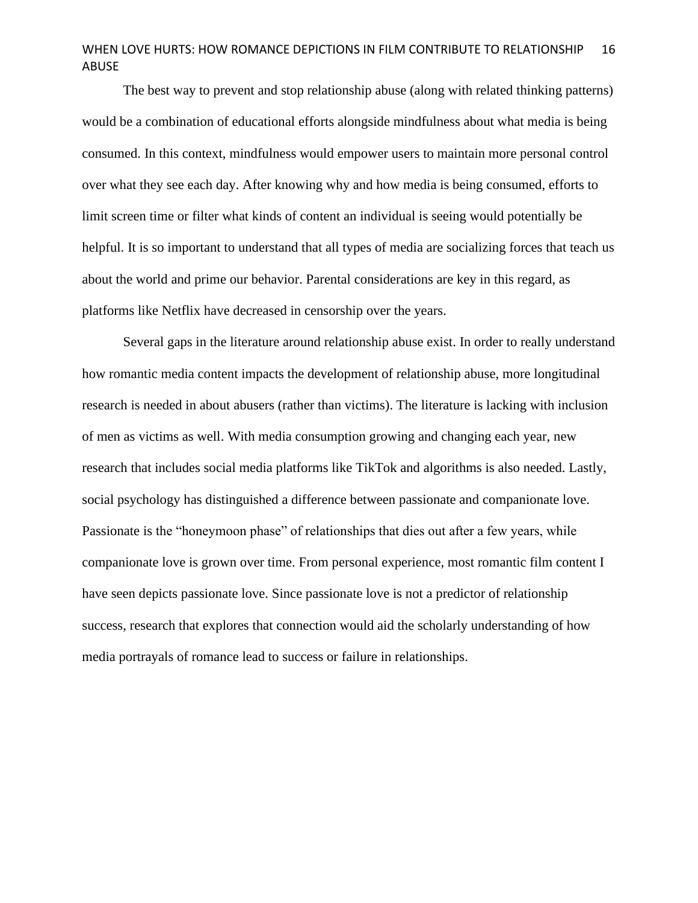The best way to prevent and stop relationship abuse (along with related thinking patterns) would be a combination of educational efforts alongside mindfulness about what media is being consumed. In this context, mindfulness would empower users to maintain more personal control over what they see each day. After knowing why and how media is being consumed, efforts to limit screen time or filter what kinds of content an individual is seeing would potentially be helpful. It is so important to understand that all types of media are socializing forces that teach us about the world and prime our behavior. Parental considerations are key in this regard, as platforms like Netflix have decreased in censorship over the years.

Several gaps in the literature around relationship abuse exist. In order to really understand how romantic media content impacts the development of relationship abuse, more longitudinal research is needed in about abusers (rather than victims). The literature is lacking with inclusion of men as victims as well. With media consumption growing and changing each year, new research that includes social media platforms like TikTok and algorithms is also needed. Lastly, social psychology has distinguished a difference between passionate and companionate love. Passionate is the "honeymoon phase" of relationships that dies out after a few years, while companionate love is grown over time. From personal experience, most romantic film content I have seen depicts passionate love. Since passionate love is not a predictor of relationship success, research that explores that connection would aid the scholarly understanding of how media portrayals of romance lead to success or failure in relationships.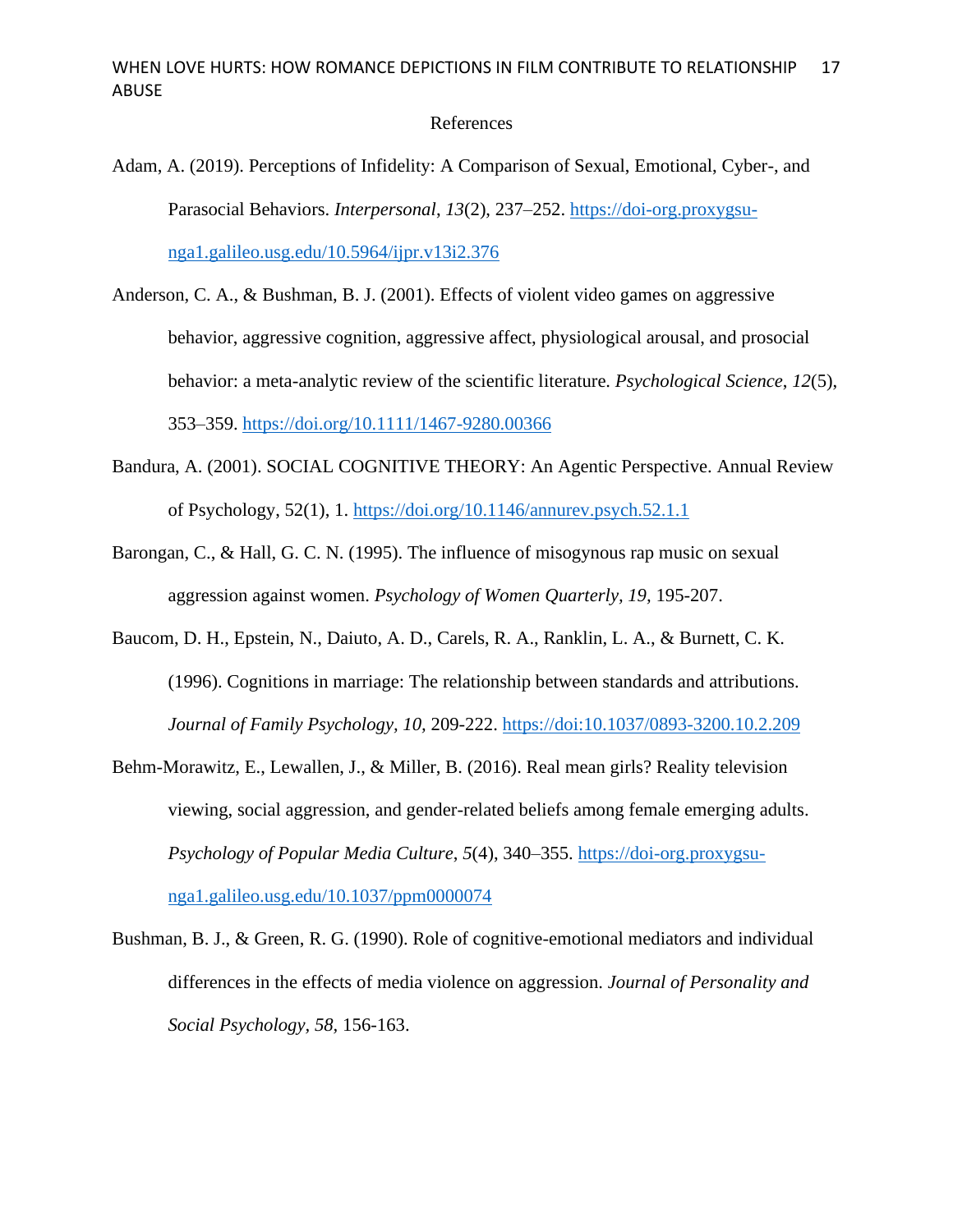# References

Adam, A. (2019). Perceptions of Infidelity: A Comparison of Sexual, Emotional, Cyber-, and Parasocial Behaviors. *Interpersonal*, *13*(2), 237–252. https://doi-org.proxygsu-nga1.galileo.usg.edu/10.5964/ijpr.v13i2.376

Anderson, C. A., & Bushman, B. J. (2001). Effects of violent video games on aggressive behavior, aggressive cognition, aggressive affect, physiological arousal, and prosocial behavior: a meta-analytic review of the scientific literature. *Psychological Science*, *12*(5), 353–359. https://doi.org/10.1111/1467-9280.00366

Bandura, A. (2001). SOCIAL COGNITIVE THEORY: An Agentic Perspective. Annual Review of Psychology, 52(1), 1. https://doi.org/10.1146/annurev.psych.52.1.1

Barongan, C., & Hall, G. C. N. (1995). The influence of misogynous rap music on sexual aggression against women. *Psychology of Women Quarterly*, *19*, 195-207.

Baucom, D. H., Epstein, N., Daiuto, A. D., Carels, R. A., Ranklin, L. A., & Burnett, C. K. (1996). Cognitions in marriage: The relationship between standards and attributions. *Journal of Family Psychology, 10*, 209-222. https://doi:10.1037/0893-3200.10.2.209

Behm-Morawitz, E., Lewallen, J., & Miller, B. (2016). Real mean girls? Reality television viewing, social aggression, and gender-related beliefs among female emerging adults. *Psychology of Popular Media Culture*, *5*(4), 340–355. https://doi-org.proxygsu-nga1.galileo.usg.edu/10.1037/ppm0000074

Bushman, B. J., & Green, R. G. (1990). Role of cognitive-emotional mediators and individual differences in the effects of media violence on aggression. *Journal of Personality and Social Psychology, 58*, 156-163.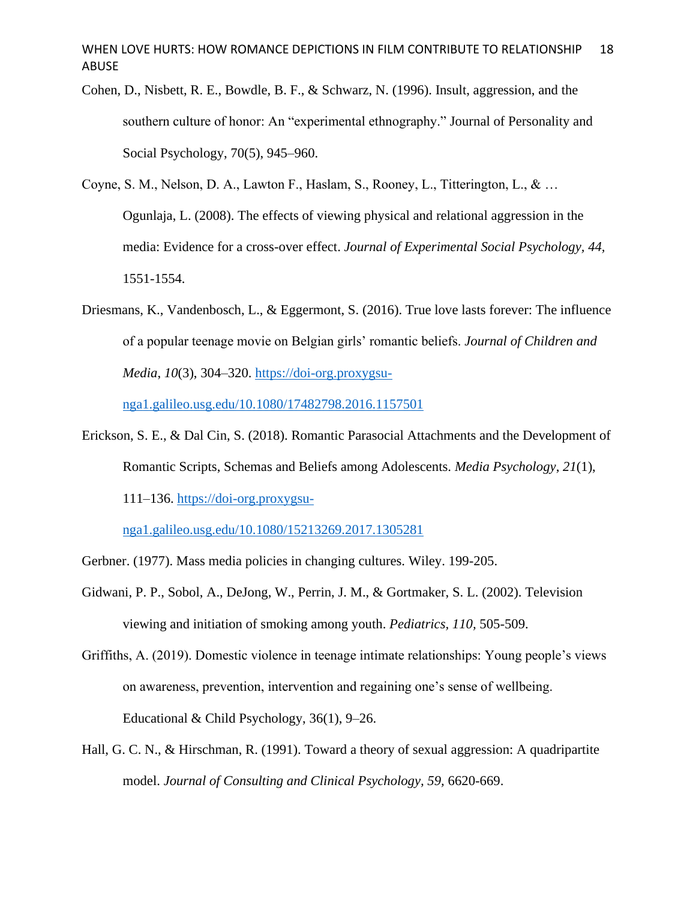Cohen, D., Nisbett, R. E., Bowdle, B. F., & Schwarz, N. (1996). Insult, aggression, and the southern culture of honor: An "experimental ethnography." Journal of Personality and Social Psychology, 70(5), 945–960.

Coyne, S. M., Nelson, D. A., Lawton F., Haslam, S., Rooney, L., Titterington, L., & … Ogunlaja, L. (2008). The effects of viewing physical and relational aggression in the media: Evidence for a cross-over effect. *Journal of Experimental Social Psychology, 44,* 1551-1554.

Driesmans, K., Vandenbosch, L., & Eggermont, S. (2016). True love lasts forever: The influence of a popular teenage movie on Belgian girls' romantic beliefs. *Journal of Children and Media*, *10*(3), 304–320. https://doi-org.proxygsu-nga1.galileo.usg.edu/10.1080/17482798.2016.1157501

Erickson, S. E., & Dal Cin, S. (2018). Romantic Parasocial Attachments and the Development of Romantic Scripts, Schemas and Beliefs among Adolescents. *Media Psychology*, *21*(1), 111–136. https://doi-org.proxygsu-nga1.galileo.usg.edu/10.1080/15213269.2017.1305281

Gerbner. (1977). Mass media policies in changing cultures. Wiley. 199-205.

Gidwani, P. P., Sobol, A., DeJong, W., Perrin, J. M., & Gortmaker, S. L. (2002). Television viewing and initiation of smoking among youth. *Pediatrics, 110,* 505-509.

Griffiths, A. (2019). Domestic violence in teenage intimate relationships: Young people's views on awareness, prevention, intervention and regaining one's sense of wellbeing. Educational & Child Psychology, 36(1), 9–26.

Hall, G. C. N., & Hirschman, R. (1991). Toward a theory of sexual aggression: A quadripartite model. *Journal of Consulting and Clinical Psychology, 59,* 6620-669.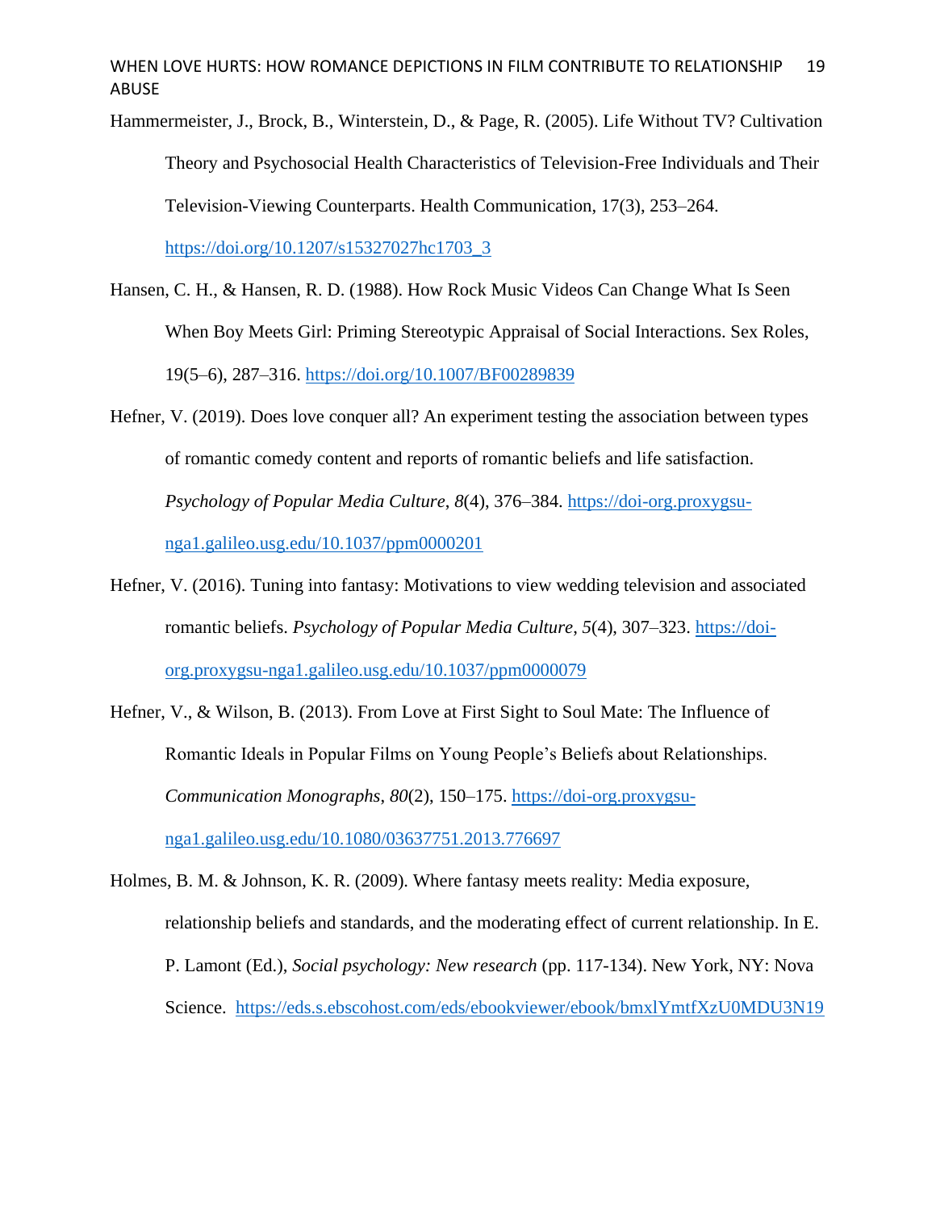Hammermeister, J., Brock, B., Winterstein, D., & Page, R. (2005). Life Without TV? Cultivation Theory and Psychosocial Health Characteristics of Television-Free Individuals and Their Television-Viewing Counterparts. Health Communication, 17(3), 253–264. https://doi.org/10.1207/s15327027hc1703_3

Hansen, C. H., & Hansen, R. D. (1988). How Rock Music Videos Can Change What Is Seen When Boy Meets Girl: Priming Stereotypic Appraisal of Social Interactions. Sex Roles, 19(5–6), 287–316. https://doi.org/10.1007/BF00289839

Hefner, V. (2019). Does love conquer all? An experiment testing the association between types of romantic comedy content and reports of romantic beliefs and life satisfaction. *Psychology of Popular Media Culture*, *8*(4), 376–384. https://doi-org.proxygsu-nga1.galileo.usg.edu/10.1037/ppm0000201

Hefner, V. (2016). Tuning into fantasy: Motivations to view wedding television and associated romantic beliefs. *Psychology of Popular Media Culture*, *5*(4), 307–323. https://doi-org.proxygsu-nga1.galileo.usg.edu/10.1037/ppm0000079

Hefner, V., & Wilson, B. (2013). From Love at First Sight to Soul Mate: The Influence of Romantic Ideals in Popular Films on Young People's Beliefs about Relationships. *Communication Monographs*, *80*(2), 150–175. https://doi-org.proxygsu-nga1.galileo.usg.edu/10.1080/03637751.2013.776697

Holmes, B. M. & Johnson, K. R. (2009). Where fantasy meets reality: Media exposure, relationship beliefs and standards, and the moderating effect of current relationship. In E. P. Lamont (Ed.), *Social psychology: New research* (pp. 117-134). New York, NY: Nova Science. https://eds.s.ebscohost.com/eds/ebookviewer/ebook/bmxlYmtfXzU0MDU3N19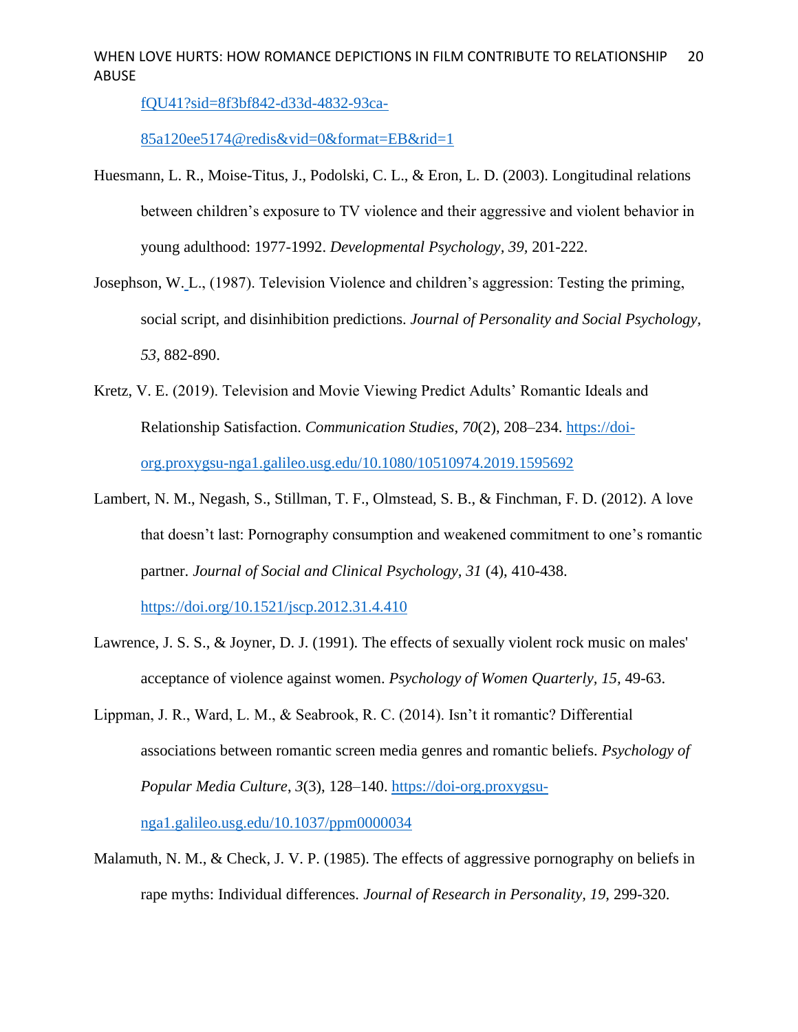fQU41?sid=8f3bf842-d33d-4832-93ca-85a120ee5174@redis&vid=0&format=EB&rid=1

Huesmann, L. R., Moise-Titus, J., Podolski, C. L., & Eron, L. D. (2003). Longitudinal relations between children's exposure to TV violence and their aggressive and violent behavior in young adulthood: 1977-1992. *Developmental Psychology, 39,* 201-222.

Josephson, W. L., (1987). Television Violence and children's aggression: Testing the priming, social script, and disinhibition predictions. *Journal of Personality and Social Psychology, 53,* 882-890.

Kretz, V. E. (2019). Television and Movie Viewing Predict Adults' Romantic Ideals and Relationship Satisfaction. *Communication Studies*, *70*(2), 208–234. https://doi-org.proxygsu-nga1.galileo.usg.edu/10.1080/10510974.2019.1595692

Lambert, N. M., Negash, S., Stillman, T. F., Olmstead, S. B., & Finchman, F. D. (2012). A love that doesn't last: Pornography consumption and weakened commitment to one's romantic partner. *Journal of Social and Clinical Psychology, 31* (4), 410-438. https://doi.org/10.1521/jscp.2012.31.4.410

Lawrence, J. S. S., & Joyner, D. J. (1991). The effects of sexually violent rock music on males' acceptance of violence against women. *Psychology of Women Quarterly, 15,* 49-63.

Lippman, J. R., Ward, L. M., & Seabrook, R. C. (2014). Isn't it romantic? Differential associations between romantic screen media genres and romantic beliefs. *Psychology of Popular Media Culture*, *3*(3), 128–140. https://doi-org.proxygsu-nga1.galileo.usg.edu/10.1037/ppm0000034

Malamuth, N. M., & Check, J. V. P. (1985). The effects of aggressive pornography on beliefs in rape myths: Individual differences. *Journal of Research in Personality, 19,* 299-320.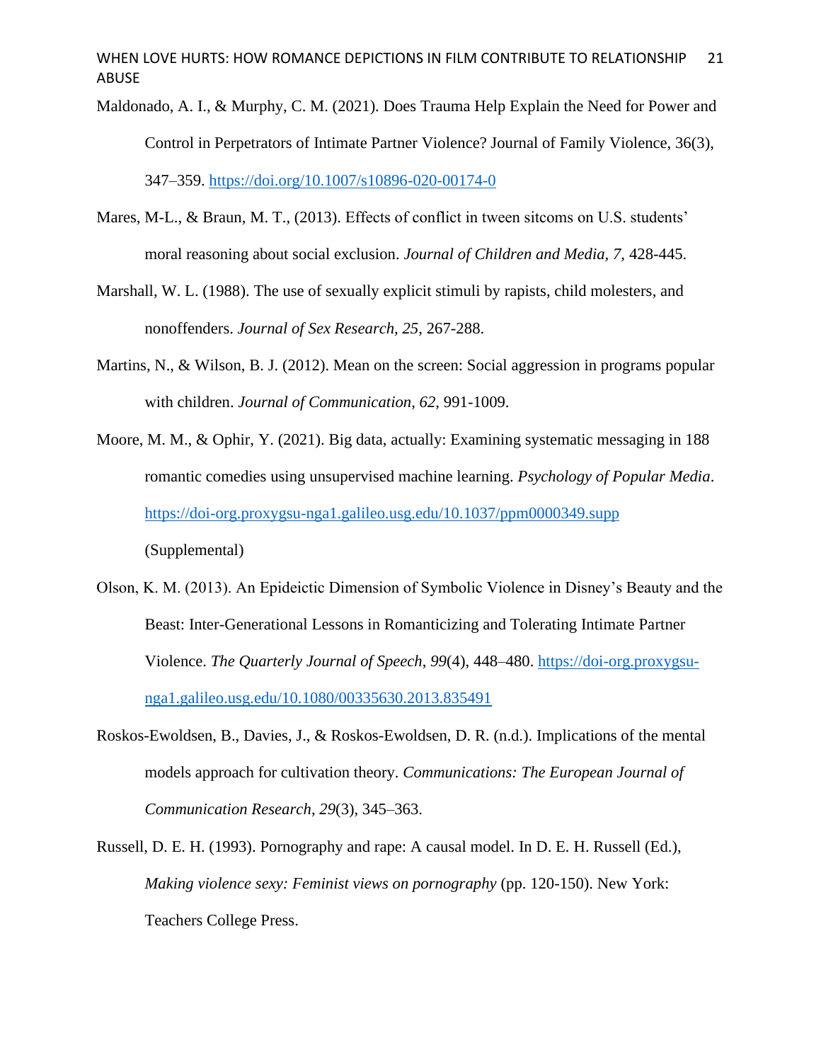Maldonado, A. I., & Murphy, C. M. (2021). Does Trauma Help Explain the Need for Power and Control in Perpetrators of Intimate Partner Violence? Journal of Family Violence, 36(3), 347–359. https://doi.org/10.1007/s10896-020-00174-0

Mares, M-L., & Braun, M. T., (2013). Effects of conflict in tween sitcoms on U.S. students' moral reasoning about social exclusion. *Journal of Children and Media, 7,* 428-445.

Marshall, W. L. (1988). The use of sexually explicit stimuli by rapists, child molesters, and nonoffenders. *Journal of Sex Research, 25,* 267-288.

Martins, N., & Wilson, B. J. (2012). Mean on the screen: Social aggression in programs popular with children. *Journal of Communication, 62,* 991-1009.

Moore, M. M., & Ophir, Y. (2021). Big data, actually: Examining systematic messaging in 188 romantic comedies using unsupervised machine learning. *Psychology of Popular Media*. https://doi-org.proxygsu-nga1.galileo.usg.edu/10.1037/ppm0000349.supp (Supplemental)

Olson, K. M. (2013). An Epideictic Dimension of Symbolic Violence in Disney's Beauty and the Beast: Inter-Generational Lessons in Romanticizing and Tolerating Intimate Partner Violence. *The Quarterly Journal of Speech*, *99*(4), 448–480. https://doi-org.proxygsu-nga1.galileo.usg.edu/10.1080/00335630.2013.835491

Roskos-Ewoldsen, B., Davies, J., & Roskos-Ewoldsen, D. R. (n.d.). Implications of the mental models approach for cultivation theory. *Communications: The European Journal of Communication Research*, *29*(3), 345–363.

Russell, D. E. H. (1993). Pornography and rape: A causal model. In D. E. H. Russell (Ed.), *Making violence sexy: Feminist views on pornography* (pp. 120-150). New York: Teachers College Press.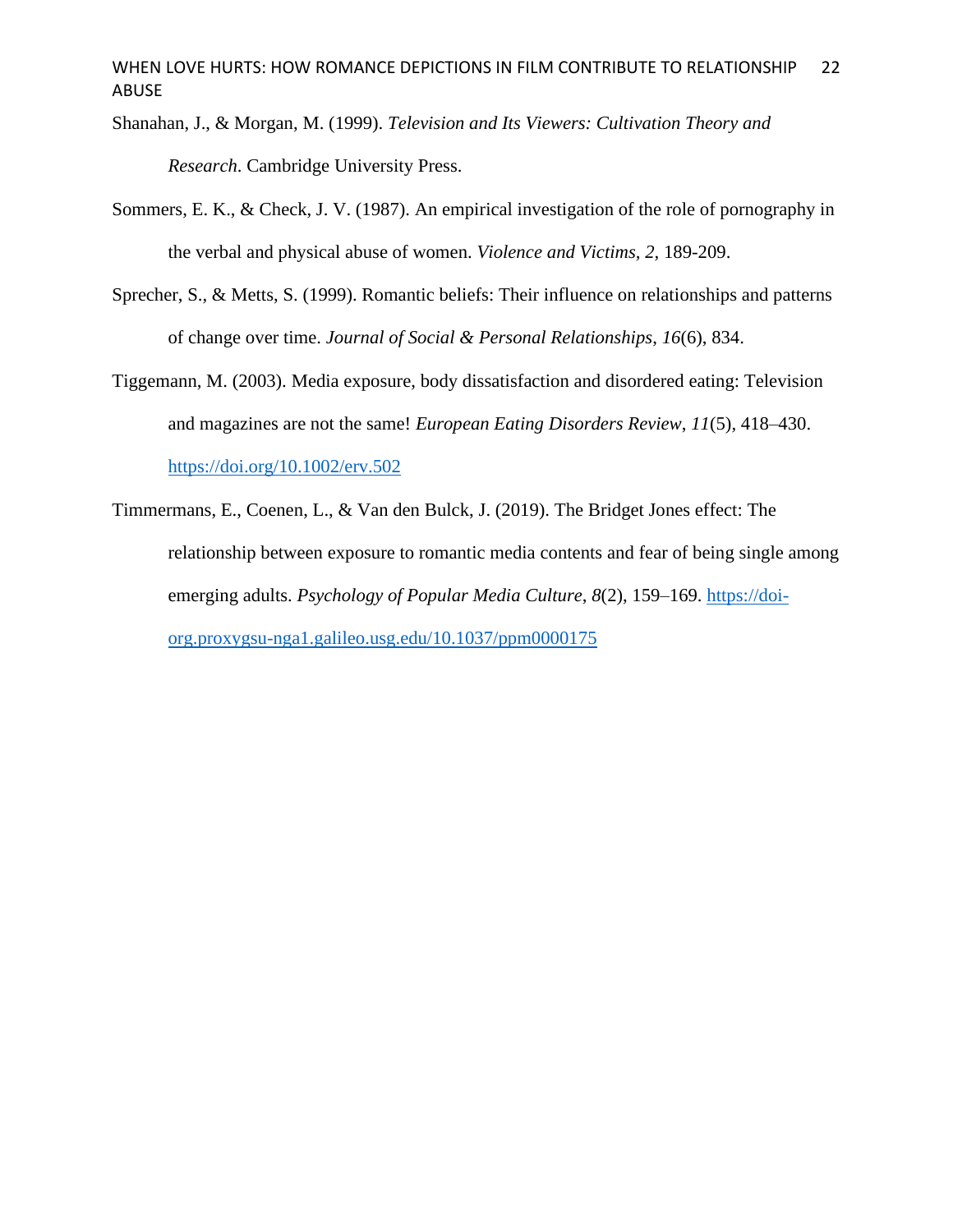Shanahan, J., & Morgan, M. (1999). *Television and Its Viewers: Cultivation Theory and Research*. Cambridge University Press.

Sommers, E. K., & Check, J. V. (1987). An empirical investigation of the role of pornography in the verbal and physical abuse of women. *Violence and Victims, 2,* 189-209.

Sprecher, S., & Metts, S. (1999). Romantic beliefs: Their influence on relationships and patterns of change over time. *Journal of Social & Personal Relationships*, *16*(6), 834.

Tiggemann, M. (2003). Media exposure, body dissatisfaction and disordered eating: Television and magazines are not the same! *European Eating Disorders Review*, *11*(5), 418–430. https://doi.org/10.1002/erv.502

Timmermans, E., Coenen, L., & Van den Bulck, J. (2019). The Bridget Jones effect: The relationship between exposure to romantic media contents and fear of being single among emerging adults. *Psychology of Popular Media Culture*, *8*(2), 159–169. https://doi-org.proxygsu-nga1.galileo.usg.edu/10.1037/ppm0000175